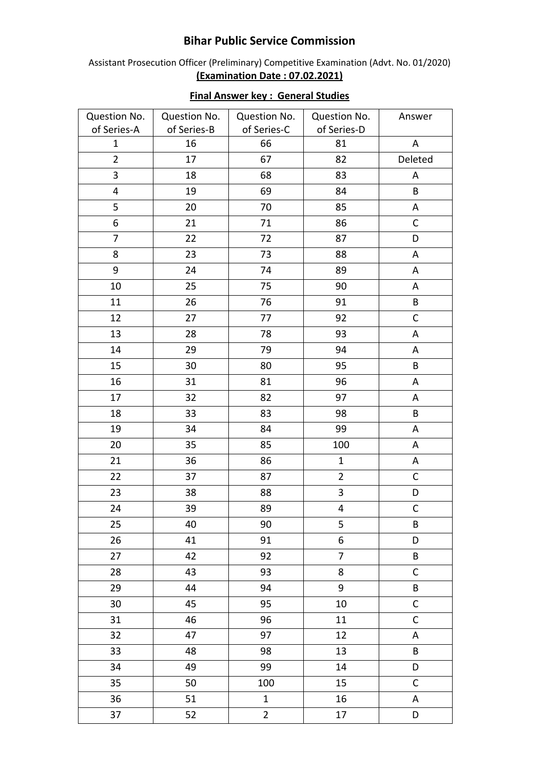# Bihar Public Service Commission

Assistant Prosecution Officer (Preliminary) Competitive Examination (Advt. No. 01/2020)

**(Examination Date : 07.02.2021)**

**Final Answer key : General Studies**

| Question No. of Series-A | Question No. of Series-B | Question No. of Series-C | Question No. of Series-D | Answer |
|---|---|---|---|---|
| 1 | 16 | 66 | 81 | A |
| 2 | 17 | 67 | 82 | Deleted |
| 3 | 18 | 68 | 83 | A |
| 4 | 19 | 69 | 84 | B |
| 5 | 20 | 70 | 85 | A |
| 6 | 21 | 71 | 86 | C |
| 7 | 22 | 72 | 87 | D |
| 8 | 23 | 73 | 88 | A |
| 9 | 24 | 74 | 89 | A |
| 10 | 25 | 75 | 90 | A |
| 11 | 26 | 76 | 91 | B |
| 12 | 27 | 77 | 92 | C |
| 13 | 28 | 78 | 93 | A |
| 14 | 29 | 79 | 94 | A |
| 15 | 30 | 80 | 95 | B |
| 16 | 31 | 81 | 96 | A |
| 17 | 32 | 82 | 97 | A |
| 18 | 33 | 83 | 98 | B |
| 19 | 34 | 84 | 99 | A |
| 20 | 35 | 85 | 100 | A |
| 21 | 36 | 86 | 1 | A |
| 22 | 37 | 87 | 2 | C |
| 23 | 38 | 88 | 3 | D |
| 24 | 39 | 89 | 4 | C |
| 25 | 40 | 90 | 5 | B |
| 26 | 41 | 91 | 6 | D |
| 27 | 42 | 92 | 7 | B |
| 28 | 43 | 93 | 8 | C |
| 29 | 44 | 94 | 9 | B |
| 30 | 45 | 95 | 10 | C |
| 31 | 46 | 96 | 11 | C |
| 32 | 47 | 97 | 12 | A |
| 33 | 48 | 98 | 13 | B |
| 34 | 49 | 99 | 14 | D |
| 35 | 50 | 100 | 15 | C |
| 36 | 51 | 1 | 16 | A |
| 37 | 52 | 2 | 17 | D |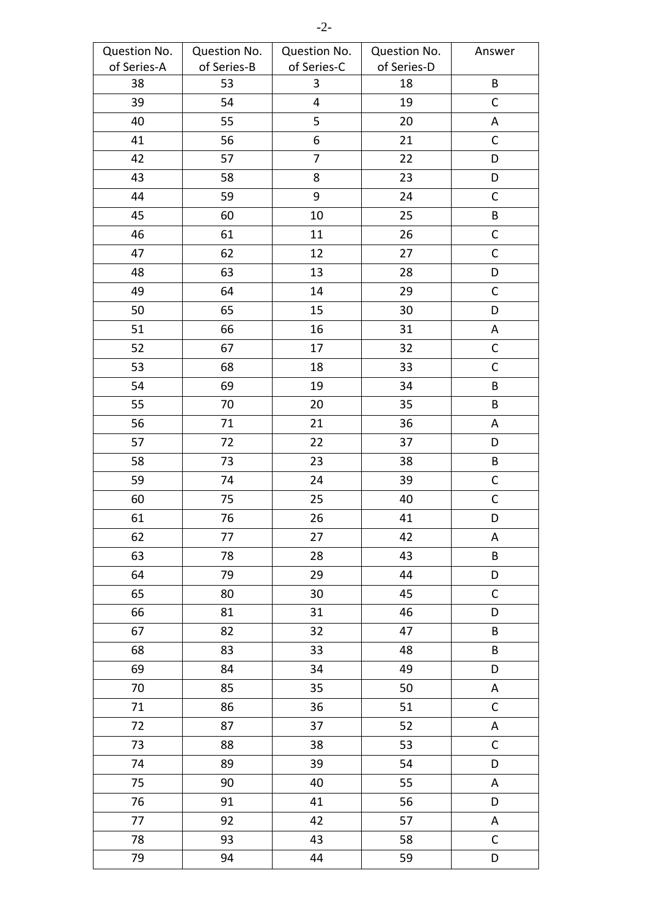| Question No. of Series-A | Question No. of Series-B | Question No. of Series-C | Question No. of Series-D | Answer |
|---|---|---|---|---|
| 38 | 53 | 3 | 18 | B |
| 39 | 54 | 4 | 19 | C |
| 40 | 55 | 5 | 20 | A |
| 41 | 56 | 6 | 21 | C |
| 42 | 57 | 7 | 22 | D |
| 43 | 58 | 8 | 23 | D |
| 44 | 59 | 9 | 24 | C |
| 45 | 60 | 10 | 25 | B |
| 46 | 61 | 11 | 26 | C |
| 47 | 62 | 12 | 27 | C |
| 48 | 63 | 13 | 28 | D |
| 49 | 64 | 14 | 29 | C |
| 50 | 65 | 15 | 30 | D |
| 51 | 66 | 16 | 31 | A |
| 52 | 67 | 17 | 32 | C |
| 53 | 68 | 18 | 33 | C |
| 54 | 69 | 19 | 34 | B |
| 55 | 70 | 20 | 35 | B |
| 56 | 71 | 21 | 36 | A |
| 57 | 72 | 22 | 37 | D |
| 58 | 73 | 23 | 38 | B |
| 59 | 74 | 24 | 39 | C |
| 60 | 75 | 25 | 40 | C |
| 61 | 76 | 26 | 41 | D |
| 62 | 77 | 27 | 42 | A |
| 63 | 78 | 28 | 43 | B |
| 64 | 79 | 29 | 44 | D |
| 65 | 80 | 30 | 45 | C |
| 66 | 81 | 31 | 46 | D |
| 67 | 82 | 32 | 47 | B |
| 68 | 83 | 33 | 48 | B |
| 69 | 84 | 34 | 49 | D |
| 70 | 85 | 35 | 50 | A |
| 71 | 86 | 36 | 51 | C |
| 72 | 87 | 37 | 52 | A |
| 73 | 88 | 38 | 53 | C |
| 74 | 89 | 39 | 54 | D |
| 75 | 90 | 40 | 55 | A |
| 76 | 91 | 41 | 56 | D |
| 77 | 92 | 42 | 57 | A |
| 78 | 93 | 43 | 58 | C |
| 79 | 94 | 44 | 59 | D |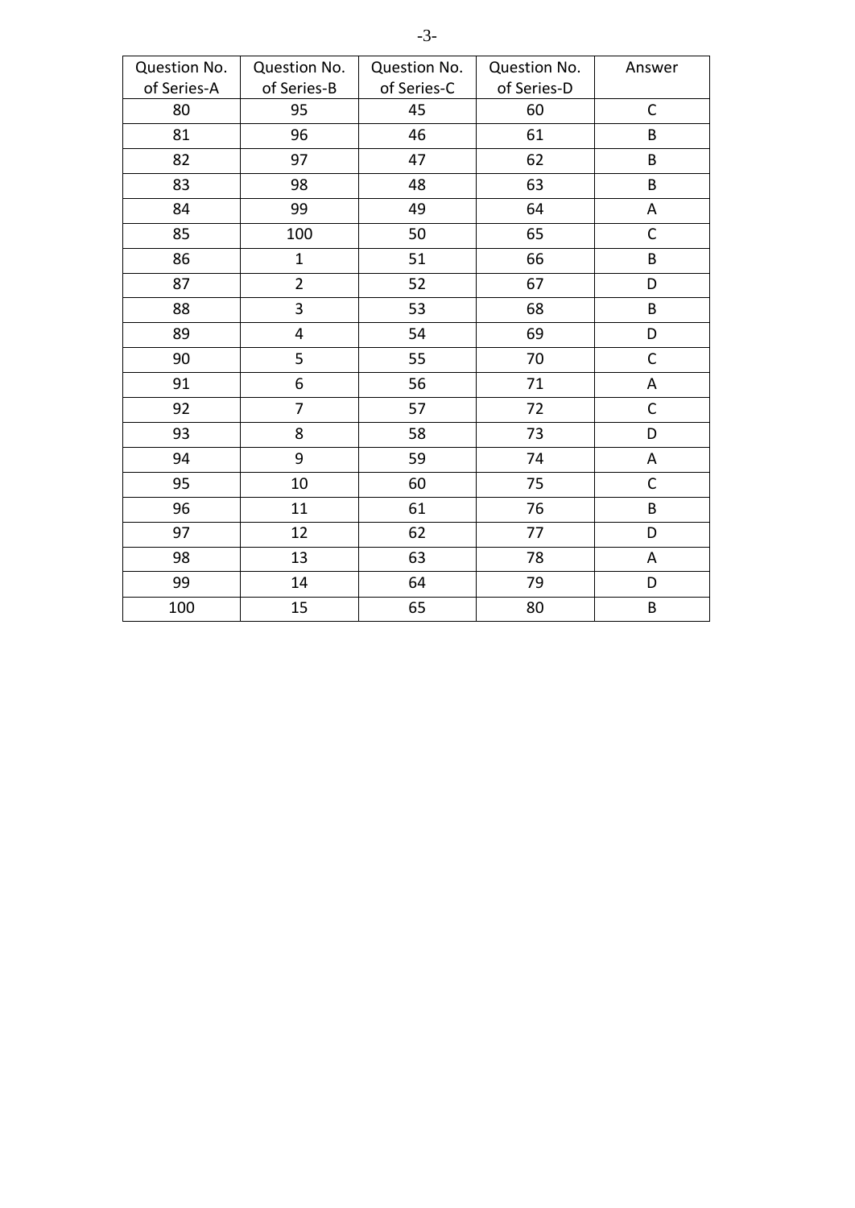| Question No. of Series-A | Question No. of Series-B | Question No. of Series-C | Question No. of Series-D | Answer |
|---|---|---|---|---|
| 80 | 95 | 45 | 60 | C |
| 81 | 96 | 46 | 61 | B |
| 82 | 97 | 47 | 62 | B |
| 83 | 98 | 48 | 63 | B |
| 84 | 99 | 49 | 64 | A |
| 85 | 100 | 50 | 65 | C |
| 86 | 1 | 51 | 66 | B |
| 87 | 2 | 52 | 67 | D |
| 88 | 3 | 53 | 68 | B |
| 89 | 4 | 54 | 69 | D |
| 90 | 5 | 55 | 70 | C |
| 91 | 6 | 56 | 71 | A |
| 92 | 7 | 57 | 72 | C |
| 93 | 8 | 58 | 73 | D |
| 94 | 9 | 59 | 74 | A |
| 95 | 10 | 60 | 75 | C |
| 96 | 11 | 61 | 76 | B |
| 97 | 12 | 62 | 77 | D |
| 98 | 13 | 63 | 78 | A |
| 99 | 14 | 64 | 79 | D |
| 100 | 15 | 65 | 80 | B |